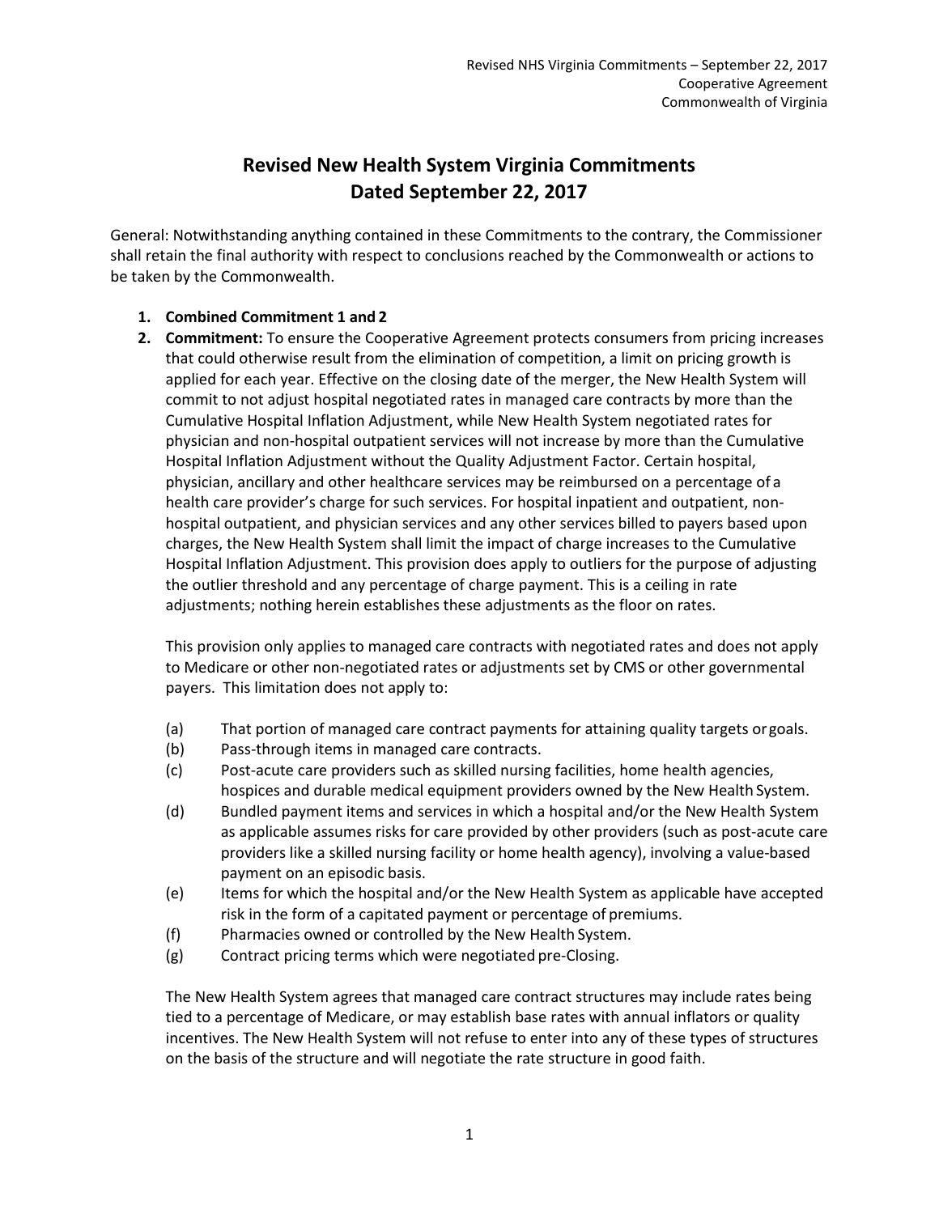# Revised New Health System Virginia Commitments Dated September 22, 2017

General: Notwithstanding anything contained in these Commitments to the contrary, the Commissioner shall retain the final authority with respect to conclusions reached by the Commonwealth or actions to be taken by the Commonwealth.

1. **Combined Commitment 1 and 2**
2. **Commitment:** To ensure the Cooperative Agreement protects consumers from pricing increases that could otherwise result from the elimination of competition, a limit on pricing growth is applied for each year. Effective on the closing date of the merger, the New Health System will commit to not adjust hospital negotiated rates in managed care contracts by more than the Cumulative Hospital Inflation Adjustment, while New Health System negotiated rates for physician and non-hospital outpatient services will not increase by more than the Cumulative Hospital Inflation Adjustment without the Quality Adjustment Factor. Certain hospital, physician, ancillary and other healthcare services may be reimbursed on a percentage of a health care provider's charge for such services. For hospital inpatient and outpatient, non-hospital outpatient, and physician services and any other services billed to payers based upon charges, the New Health System shall limit the impact of charge increases to the Cumulative Hospital Inflation Adjustment. This provision does apply to outliers for the purpose of adjusting the outlier threshold and any percentage of charge payment. This is a ceiling in rate adjustments; nothing herein establishes these adjustments as the floor on rates.

   This provision only applies to managed care contracts with negotiated rates and does not apply to Medicare or other non-negotiated rates or adjustments set by CMS or other governmental payers. This limitation does not apply to:

   (a) That portion of managed care contract payments for attaining quality targets or goals.
   (b) Pass-through items in managed care contracts.
   (c) Post-acute care providers such as skilled nursing facilities, home health agencies, hospices and durable medical equipment providers owned by the New Health System.
   (d) Bundled payment items and services in which a hospital and/or the New Health System as applicable assumes risks for care provided by other providers (such as post-acute care providers like a skilled nursing facility or home health agency), involving a value-based payment on an episodic basis.
   (e) Items for which the hospital and/or the New Health System as applicable have accepted risk in the form of a capitated payment or percentage of premiums.
   (f) Pharmacies owned or controlled by the New Health System.
   (g) Contract pricing terms which were negotiated pre-Closing.

   The New Health System agrees that managed care contract structures may include rates being tied to a percentage of Medicare, or may establish base rates with annual inflators or quality incentives. The New Health System will not refuse to enter into any of these types of structures on the basis of the structure and will negotiate the rate structure in good faith.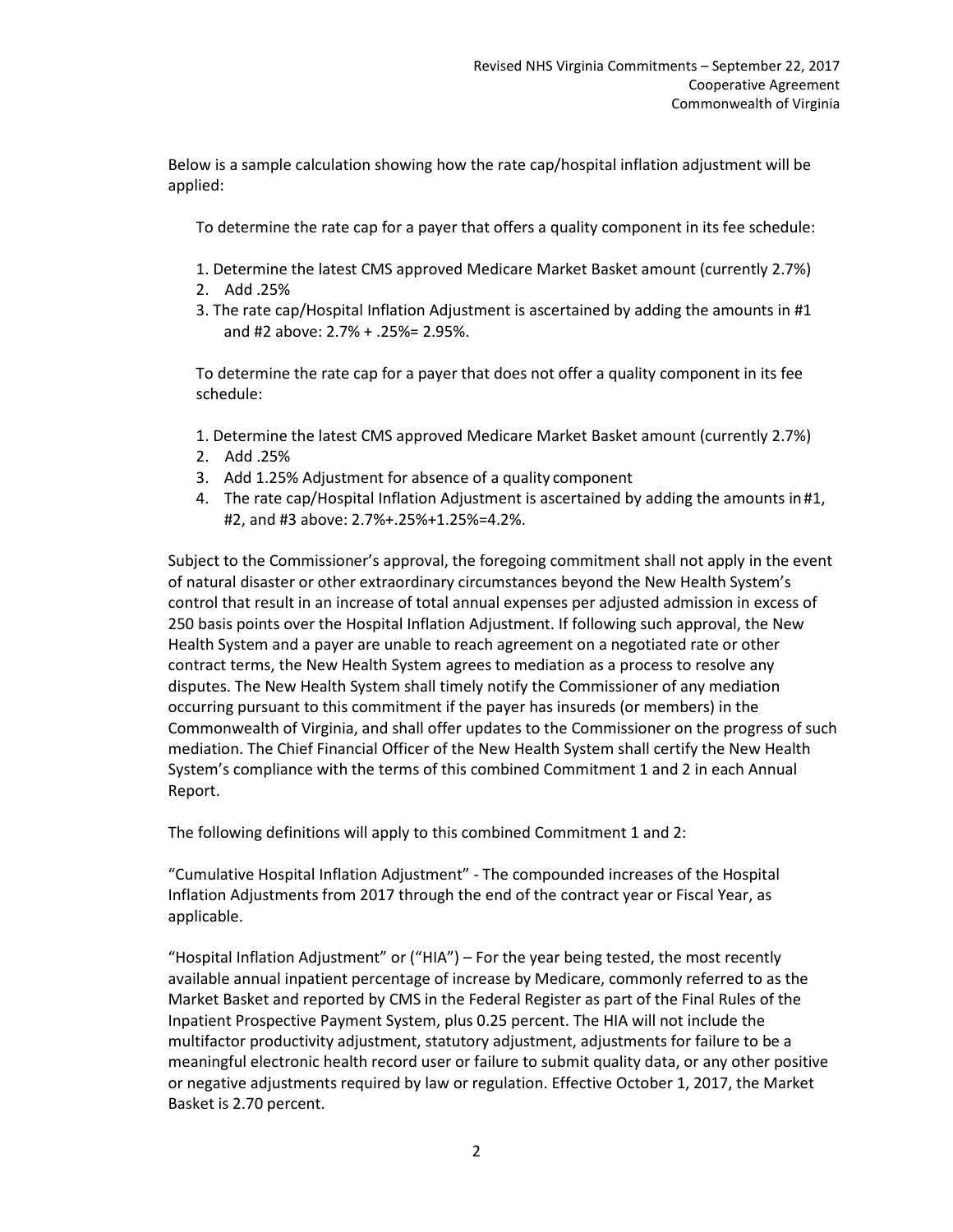Below is a sample calculation showing how the rate cap/hospital inflation adjustment will be applied:

To determine the rate cap for a payer that offers a quality component in its fee schedule:

1. Determine the latest CMS approved Medicare Market Basket amount (currently 2.7%)
2. Add .25%
3. The rate cap/Hospital Inflation Adjustment is ascertained by adding the amounts in #1 and #2 above: 2.7% + .25%= 2.95%.

To determine the rate cap for a payer that does not offer a quality component in its fee schedule:

1. Determine the latest CMS approved Medicare Market Basket amount (currently 2.7%)
2. Add .25%
3. Add 1.25% Adjustment for absence of a quality component
4. The rate cap/Hospital Inflation Adjustment is ascertained by adding the amounts in #1, #2, and #3 above: 2.7%+.25%+1.25%=4.2%.

Subject to the Commissioner's approval, the foregoing commitment shall not apply in the event of natural disaster or other extraordinary circumstances beyond the New Health System's control that result in an increase of total annual expenses per adjusted admission in excess of 250 basis points over the Hospital Inflation Adjustment. If following such approval, the New Health System and a payer are unable to reach agreement on a negotiated rate or other contract terms, the New Health System agrees to mediation as a process to resolve any disputes. The New Health System shall timely notify the Commissioner of any mediation occurring pursuant to this commitment if the payer has insureds (or members) in the Commonwealth of Virginia, and shall offer updates to the Commissioner on the progress of such mediation. The Chief Financial Officer of the New Health System shall certify the New Health System's compliance with the terms of this combined Commitment 1 and 2 in each Annual Report.

The following definitions will apply to this combined Commitment 1 and 2:

"Cumulative Hospital Inflation Adjustment" - The compounded increases of the Hospital Inflation Adjustments from 2017 through the end of the contract year or Fiscal Year, as applicable.

"Hospital Inflation Adjustment" or ("HIA") – For the year being tested, the most recently available annual inpatient percentage of increase by Medicare, commonly referred to as the Market Basket and reported by CMS in the Federal Register as part of the Final Rules of the Inpatient Prospective Payment System, plus 0.25 percent. The HIA will not include the multifactor productivity adjustment, statutory adjustment, adjustments for failure to be a meaningful electronic health record user or failure to submit quality data, or any other positive or negative adjustments required by law or regulation. Effective October 1, 2017, the Market Basket is 2.70 percent.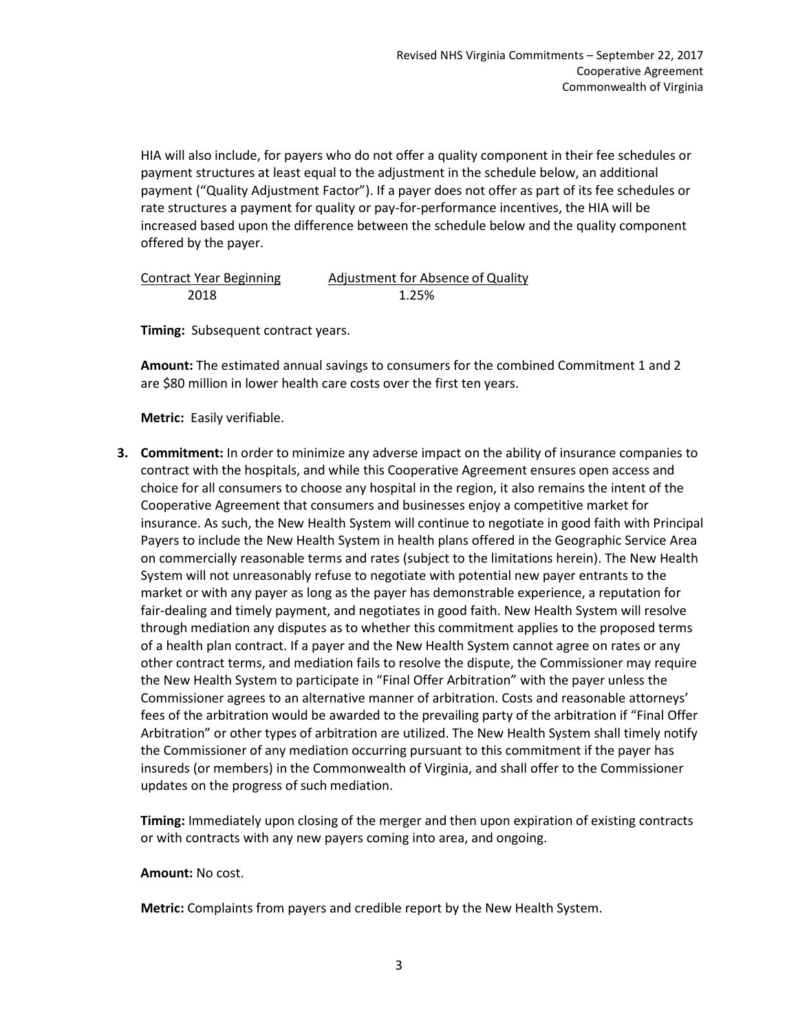HIA will also include, for payers who do not offer a quality component in their fee schedules or payment structures at least equal to the adjustment in the schedule below, an additional payment ("Quality Adjustment Factor"). If a payer does not offer as part of its fee schedules or rate structures a payment for quality or pay-for-performance incentives, the HIA will be increased based upon the difference between the schedule below and the quality component offered by the payer.

| Contract Year Beginning | Adjustment for Absence of Quality |
| --- | --- |
| 2018 | 1.25% |

**Timing:** Subsequent contract years.

**Amount:** The estimated annual savings to consumers for the combined Commitment 1 and 2 are $80 million in lower health care costs over the first ten years.

**Metric:** Easily verifiable.

3. **Commitment:** In order to minimize any adverse impact on the ability of insurance companies to contract with the hospitals, and while this Cooperative Agreement ensures open access and choice for all consumers to choose any hospital in the region, it also remains the intent of the Cooperative Agreement that consumers and businesses enjoy a competitive market for insurance. As such, the New Health System will continue to negotiate in good faith with Principal Payers to include the New Health System in health plans offered in the Geographic Service Area on commercially reasonable terms and rates (subject to the limitations herein). The New Health System will not unreasonably refuse to negotiate with potential new payer entrants to the market or with any payer as long as the payer has demonstrable experience, a reputation for fair-dealing and timely payment, and negotiates in good faith. New Health System will resolve through mediation any disputes as to whether this commitment applies to the proposed terms of a health plan contract. If a payer and the New Health System cannot agree on rates or any other contract terms, and mediation fails to resolve the dispute, the Commissioner may require the New Health System to participate in "Final Offer Arbitration" with the payer unless the Commissioner agrees to an alternative manner of arbitration. Costs and reasonable attorneys' fees of the arbitration would be awarded to the prevailing party of the arbitration if "Final Offer Arbitration" or other types of arbitration are utilized. The New Health System shall timely notify the Commissioner of any mediation occurring pursuant to this commitment if the payer has insureds (or members) in the Commonwealth of Virginia, and shall offer to the Commissioner updates on the progress of such mediation.

   **Timing:** Immediately upon closing of the merger and then upon expiration of existing contracts or with contracts with any new payers coming into area, and ongoing.

   **Amount:** No cost.

   **Metric:** Complaints from payers and credible report by the New Health System.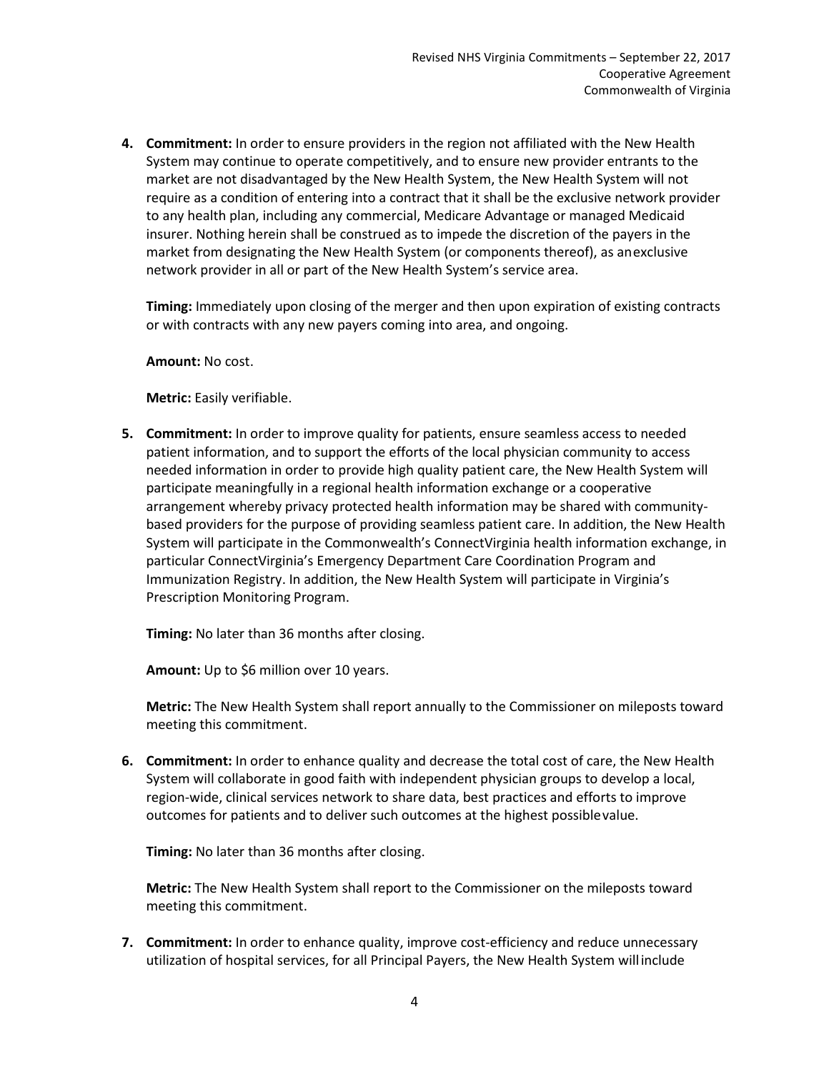4. **Commitment:** In order to ensure providers in the region not affiliated with the New Health System may continue to operate competitively, and to ensure new provider entrants to the market are not disadvantaged by the New Health System, the New Health System will not require as a condition of entering into a contract that it shall be the exclusive network provider to any health plan, including any commercial, Medicare Advantage or managed Medicaid insurer. Nothing herein shall be construed as to impede the discretion of the payers in the market from designating the New Health System (or components thereof), as an exclusive network provider in all or part of the New Health System's service area.

   **Timing:** Immediately upon closing of the merger and then upon expiration of existing contracts or with contracts with any new payers coming into area, and ongoing.

   **Amount:** No cost.

   **Metric:** Easily verifiable.

5. **Commitment:** In order to improve quality for patients, ensure seamless access to needed patient information, and to support the efforts of the local physician community to access needed information in order to provide high quality patient care, the New Health System will participate meaningfully in a regional health information exchange or a cooperative arrangement whereby privacy protected health information may be shared with community-based providers for the purpose of providing seamless patient care. In addition, the New Health System will participate in the Commonwealth's ConnectVirginia health information exchange, in particular ConnectVirginia's Emergency Department Care Coordination Program and Immunization Registry. In addition, the New Health System will participate in Virginia's Prescription Monitoring Program.

   **Timing:** No later than 36 months after closing.

   **Amount:** Up to $6 million over 10 years.

   **Metric:** The New Health System shall report annually to the Commissioner on mileposts toward meeting this commitment.

6. **Commitment:** In order to enhance quality and decrease the total cost of care, the New Health System will collaborate in good faith with independent physician groups to develop a local, region-wide, clinical services network to share data, best practices and efforts to improve outcomes for patients and to deliver such outcomes at the highest possible value.

   **Timing:** No later than 36 months after closing.

   **Metric:** The New Health System shall report to the Commissioner on the mileposts toward meeting this commitment.

7. **Commitment:** In order to enhance quality, improve cost-efficiency and reduce unnecessary utilization of hospital services, for all Principal Payers, the New Health System will include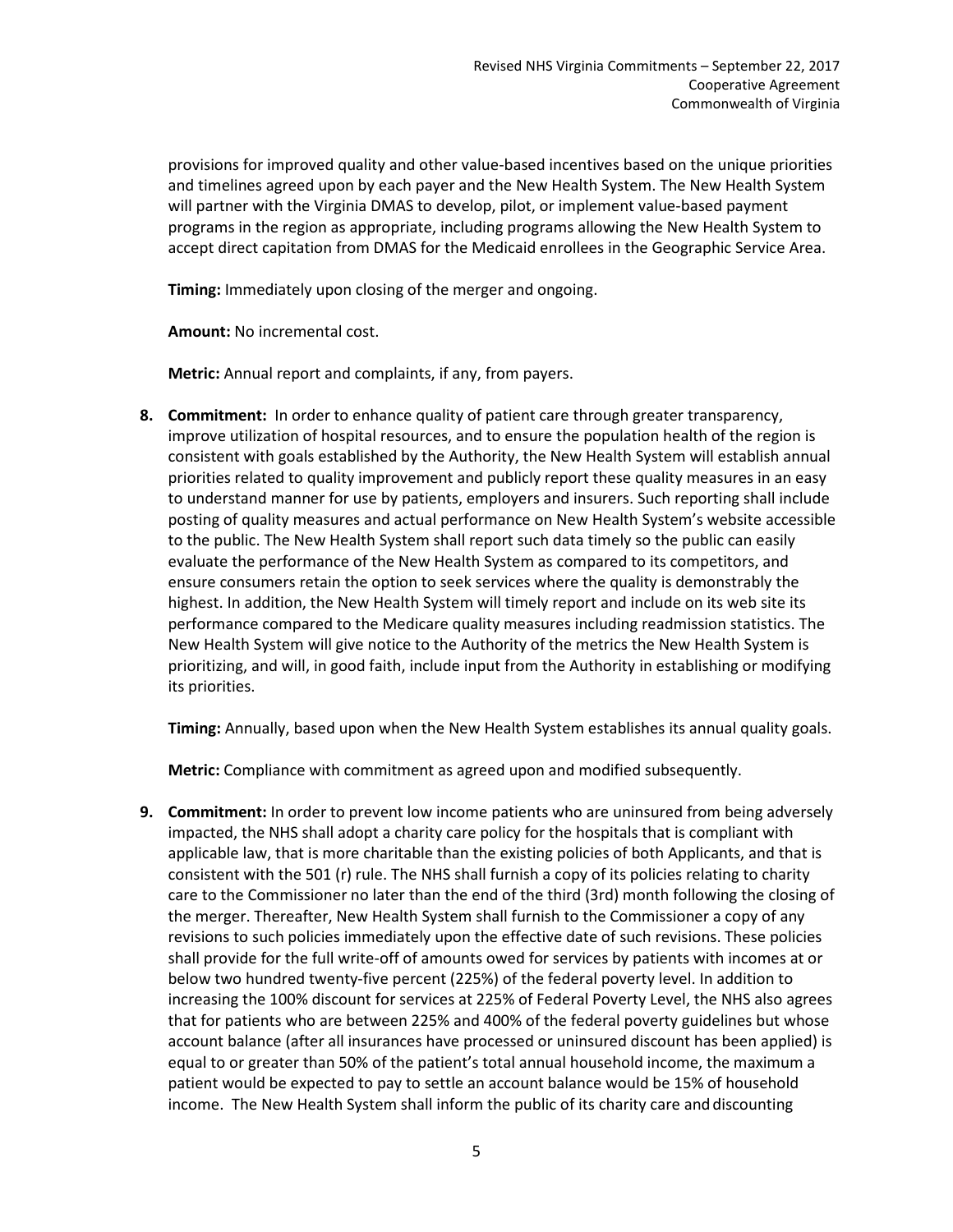provisions for improved quality and other value-based incentives based on the unique priorities and timelines agreed upon by each payer and the New Health System. The New Health System will partner with the Virginia DMAS to develop, pilot, or implement value-based payment programs in the region as appropriate, including programs allowing the New Health System to accept direct capitation from DMAS for the Medicaid enrollees in the Geographic Service Area.

**Timing:** Immediately upon closing of the merger and ongoing.

**Amount:** No incremental cost.

**Metric:** Annual report and complaints, if any, from payers.

8. **Commitment:** In order to enhance quality of patient care through greater transparency, improve utilization of hospital resources, and to ensure the population health of the region is consistent with goals established by the Authority, the New Health System will establish annual priorities related to quality improvement and publicly report these quality measures in an easy to understand manner for use by patients, employers and insurers. Such reporting shall include posting of quality measures and actual performance on New Health System's website accessible to the public. The New Health System shall report such data timely so the public can easily evaluate the performance of the New Health System as compared to its competitors, and ensure consumers retain the option to seek services where the quality is demonstrably the highest. In addition, the New Health System will timely report and include on its web site its performance compared to the Medicare quality measures including readmission statistics. The New Health System will give notice to the Authority of the metrics the New Health System is prioritizing, and will, in good faith, include input from the Authority in establishing or modifying its priorities.

   **Timing:** Annually, based upon when the New Health System establishes its annual quality goals.

   **Metric:** Compliance with commitment as agreed upon and modified subsequently.

9. **Commitment:** In order to prevent low income patients who are uninsured from being adversely impacted, the NHS shall adopt a charity care policy for the hospitals that is compliant with applicable law, that is more charitable than the existing policies of both Applicants, and that is consistent with the 501 (r) rule. The NHS shall furnish a copy of its policies relating to charity care to the Commissioner no later than the end of the third (3rd) month following the closing of the merger. Thereafter, New Health System shall furnish to the Commissioner a copy of any revisions to such policies immediately upon the effective date of such revisions. These policies shall provide for the full write-off of amounts owed for services by patients with incomes at or below two hundred twenty-five percent (225%) of the federal poverty level. In addition to increasing the 100% discount for services at 225% of Federal Poverty Level, the NHS also agrees that for patients who are between 225% and 400% of the federal poverty guidelines but whose account balance (after all insurances have processed or uninsured discount has been applied) is equal to or greater than 50% of the patient's total annual household income, the maximum a patient would be expected to pay to settle an account balance would be 15% of household income. The New Health System shall inform the public of its charity care and discounting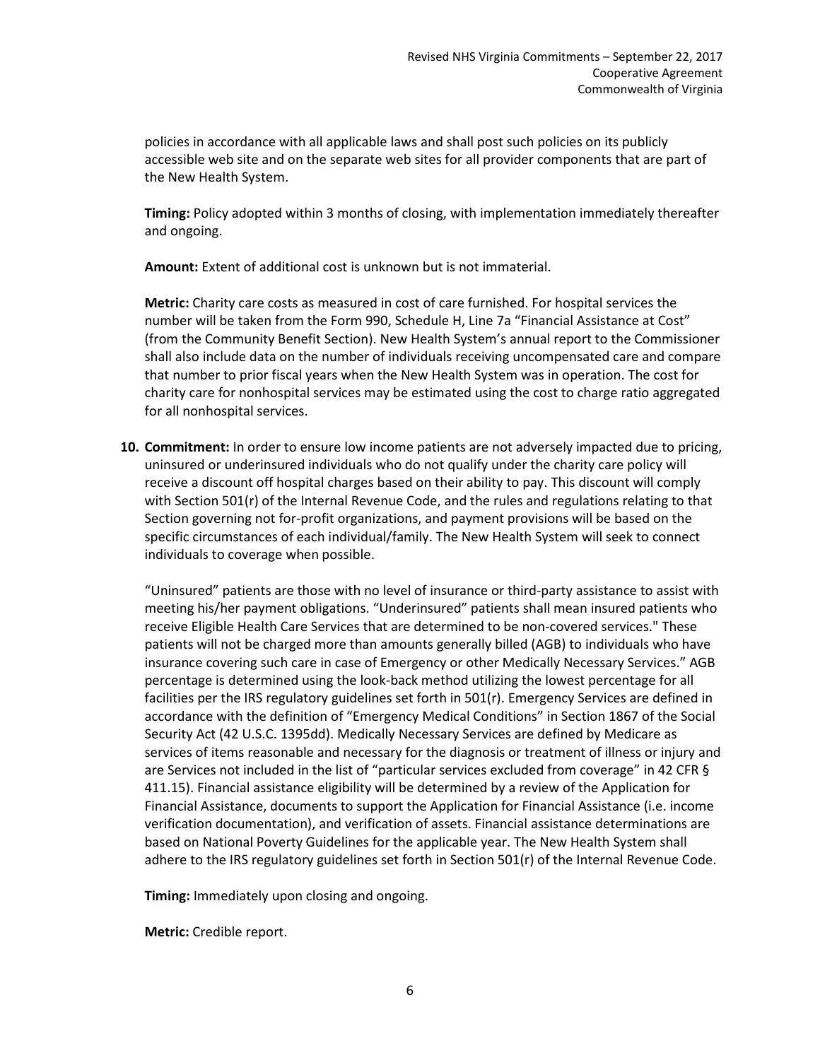policies in accordance with all applicable laws and shall post such policies on its publicly accessible web site and on the separate web sites for all provider components that are part of the New Health System.

**Timing:** Policy adopted within 3 months of closing, with implementation immediately thereafter and ongoing.

**Amount:** Extent of additional cost is unknown but is not immaterial.

**Metric:** Charity care costs as measured in cost of care furnished. For hospital services the number will be taken from the Form 990, Schedule H, Line 7a "Financial Assistance at Cost" (from the Community Benefit Section). New Health System's annual report to the Commissioner shall also include data on the number of individuals receiving uncompensated care and compare that number to prior fiscal years when the New Health System was in operation. The cost for charity care for nonhospital services may be estimated using the cost to charge ratio aggregated for all nonhospital services.

10. **Commitment:** In order to ensure low income patients are not adversely impacted due to pricing, uninsured or underinsured individuals who do not qualify under the charity care policy will receive a discount off hospital charges based on their ability to pay. This discount will comply with Section 501(r) of the Internal Revenue Code, and the rules and regulations relating to that Section governing not for-profit organizations, and payment provisions will be based on the specific circumstances of each individual/family. The New Health System will seek to connect individuals to coverage when possible.

    "Uninsured" patients are those with no level of insurance or third-party assistance to assist with meeting his/her payment obligations. "Underinsured" patients shall mean insured patients who receive Eligible Health Care Services that are determined to be non-covered services." These patients will not be charged more than amounts generally billed (AGB) to individuals who have insurance covering such care in case of Emergency or other Medically Necessary Services." AGB percentage is determined using the look-back method utilizing the lowest percentage for all facilities per the IRS regulatory guidelines set forth in 501(r). Emergency Services are defined in accordance with the definition of "Emergency Medical Conditions" in Section 1867 of the Social Security Act (42 U.S.C. 1395dd). Medically Necessary Services are defined by Medicare as services of items reasonable and necessary for the diagnosis or treatment of illness or injury and are Services not included in the list of "particular services excluded from coverage" in 42 CFR § 411.15). Financial assistance eligibility will be determined by a review of the Application for Financial Assistance, documents to support the Application for Financial Assistance (i.e. income verification documentation), and verification of assets. Financial assistance determinations are based on National Poverty Guidelines for the applicable year. The New Health System shall adhere to the IRS regulatory guidelines set forth in Section 501(r) of the Internal Revenue Code.

    **Timing:** Immediately upon closing and ongoing.

    **Metric:** Credible report.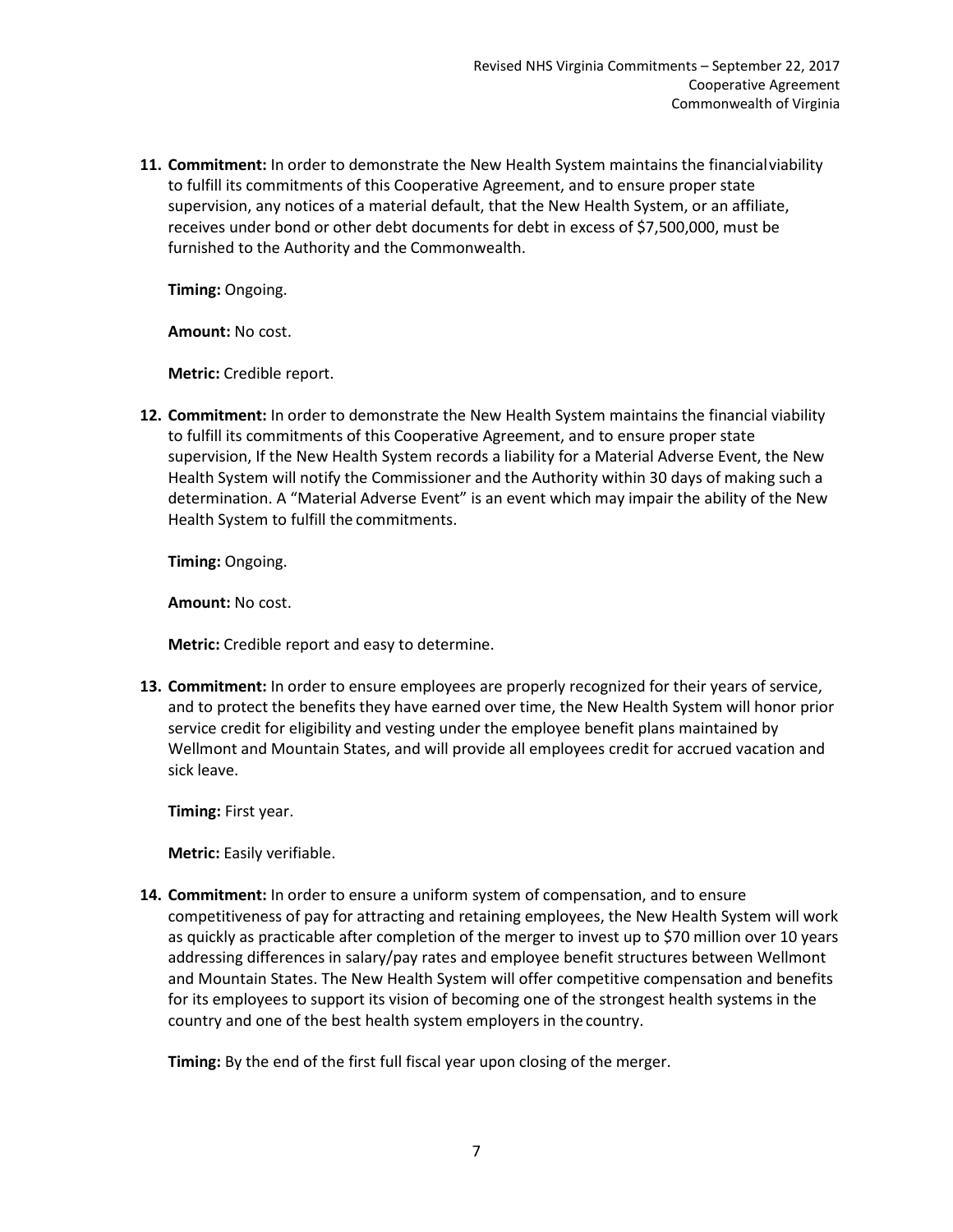11. **Commitment:** In order to demonstrate the New Health System maintains the financial viability to fulfill its commitments of this Cooperative Agreement, and to ensure proper state supervision, any notices of a material default, that the New Health System, or an affiliate, receives under bond or other debt documents for debt in excess of $7,500,000, must be furnished to the Authority and the Commonwealth.

    **Timing:** Ongoing.

    **Amount:** No cost.

    **Metric:** Credible report.

12. **Commitment:** In order to demonstrate the New Health System maintains the financial viability to fulfill its commitments of this Cooperative Agreement, and to ensure proper state supervision, If the New Health System records a liability for a Material Adverse Event, the New Health System will notify the Commissioner and the Authority within 30 days of making such a determination. A "Material Adverse Event" is an event which may impair the ability of the New Health System to fulfill the commitments.

    **Timing:** Ongoing.

    **Amount:** No cost.

    **Metric:** Credible report and easy to determine.

13. **Commitment:** In order to ensure employees are properly recognized for their years of service, and to protect the benefits they have earned over time, the New Health System will honor prior service credit for eligibility and vesting under the employee benefit plans maintained by Wellmont and Mountain States, and will provide all employees credit for accrued vacation and sick leave.

    **Timing:** First year.

    **Metric:** Easily verifiable.

14. **Commitment:** In order to ensure a uniform system of compensation, and to ensure competitiveness of pay for attracting and retaining employees, the New Health System will work as quickly as practicable after completion of the merger to invest up to $70 million over 10 years addressing differences in salary/pay rates and employee benefit structures between Wellmont and Mountain States. The New Health System will offer competitive compensation and benefits for its employees to support its vision of becoming one of the strongest health systems in the country and one of the best health system employers in the country.

    **Timing:** By the end of the first full fiscal year upon closing of the merger.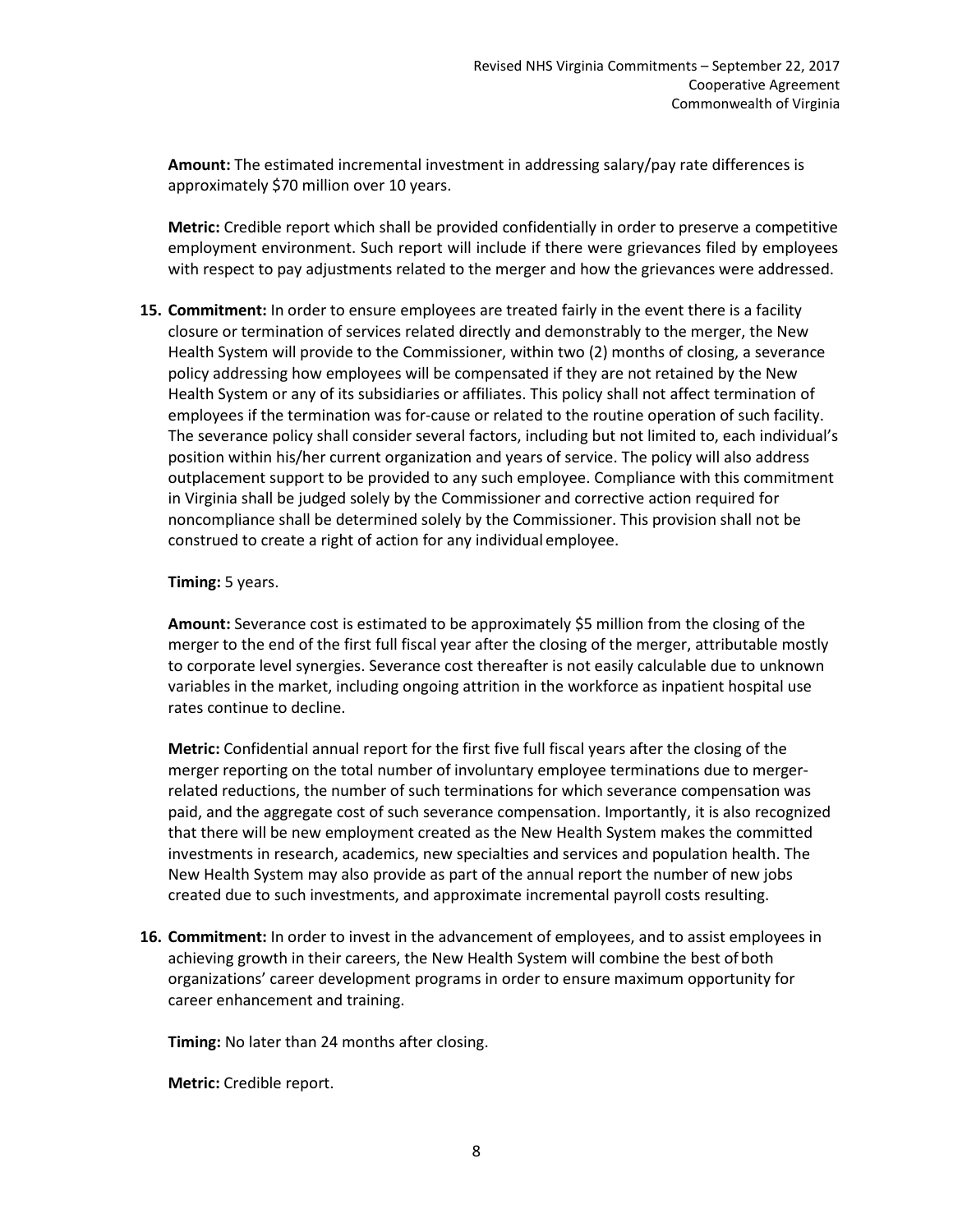**Amount:** The estimated incremental investment in addressing salary/pay rate differences is approximately $70 million over 10 years.

**Metric:** Credible report which shall be provided confidentially in order to preserve a competitive employment environment. Such report will include if there were grievances filed by employees with respect to pay adjustments related to the merger and how the grievances were addressed.

15. **Commitment:** In order to ensure employees are treated fairly in the event there is a facility closure or termination of services related directly and demonstrably to the merger, the New Health System will provide to the Commissioner, within two (2) months of closing, a severance policy addressing how employees will be compensated if they are not retained by the New Health System or any of its subsidiaries or affiliates. This policy shall not affect termination of employees if the termination was for-cause or related to the routine operation of such facility. The severance policy shall consider several factors, including but not limited to, each individual's position within his/her current organization and years of service. The policy will also address outplacement support to be provided to any such employee. Compliance with this commitment in Virginia shall be judged solely by the Commissioner and corrective action required for noncompliance shall be determined solely by the Commissioner. This provision shall not be construed to create a right of action for any individual employee.

    **Timing:** 5 years.

    **Amount:** Severance cost is estimated to be approximately $5 million from the closing of the merger to the end of the first full fiscal year after the closing of the merger, attributable mostly to corporate level synergies. Severance cost thereafter is not easily calculable due to unknown variables in the market, including ongoing attrition in the workforce as inpatient hospital use rates continue to decline.

    **Metric:** Confidential annual report for the first five full fiscal years after the closing of the merger reporting on the total number of involuntary employee terminations due to merger-related reductions, the number of such terminations for which severance compensation was paid, and the aggregate cost of such severance compensation. Importantly, it is also recognized that there will be new employment created as the New Health System makes the committed investments in research, academics, new specialties and services and population health. The New Health System may also provide as part of the annual report the number of new jobs created due to such investments, and approximate incremental payroll costs resulting.

16. **Commitment:** In order to invest in the advancement of employees, and to assist employees in achieving growth in their careers, the New Health System will combine the best of both organizations' career development programs in order to ensure maximum opportunity for career enhancement and training.

    **Timing:** No later than 24 months after closing.

    **Metric:** Credible report.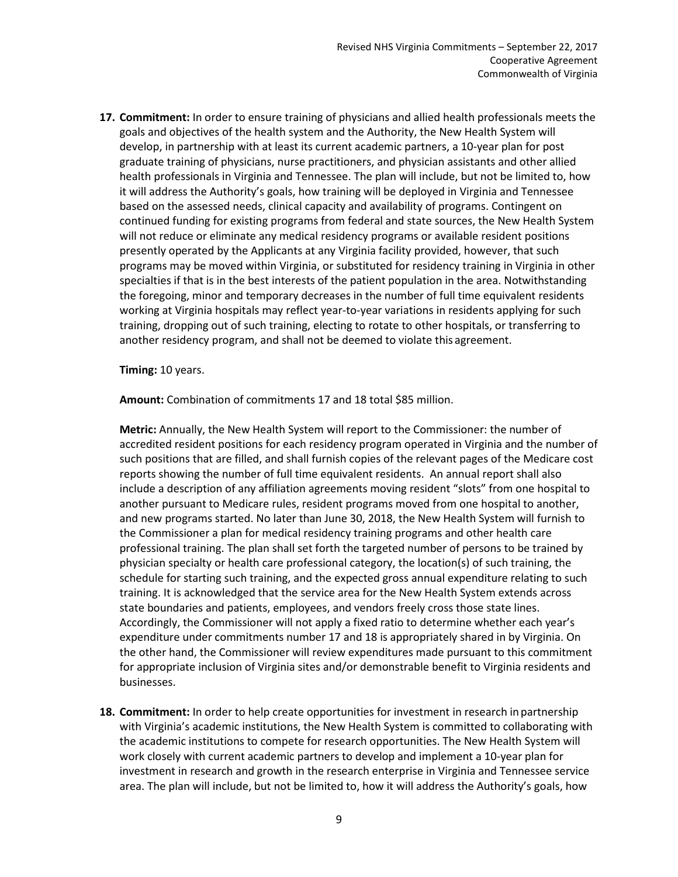17. **Commitment:** In order to ensure training of physicians and allied health professionals meets the goals and objectives of the health system and the Authority, the New Health System will develop, in partnership with at least its current academic partners, a 10-year plan for post graduate training of physicians, nurse practitioners, and physician assistants and other allied health professionals in Virginia and Tennessee. The plan will include, but not be limited to, how it will address the Authority's goals, how training will be deployed in Virginia and Tennessee based on the assessed needs, clinical capacity and availability of programs. Contingent on continued funding for existing programs from federal and state sources, the New Health System will not reduce or eliminate any medical residency programs or available resident positions presently operated by the Applicants at any Virginia facility provided, however, that such programs may be moved within Virginia, or substituted for residency training in Virginia in other specialties if that is in the best interests of the patient population in the area. Notwithstanding the foregoing, minor and temporary decreases in the number of full time equivalent residents working at Virginia hospitals may reflect year-to-year variations in residents applying for such training, dropping out of such training, electing to rotate to other hospitals, or transferring to another residency program, and shall not be deemed to violate this agreement.

    **Timing:** 10 years.

    **Amount:** Combination of commitments 17 and 18 total $85 million.

    **Metric:** Annually, the New Health System will report to the Commissioner: the number of accredited resident positions for each residency program operated in Virginia and the number of such positions that are filled, and shall furnish copies of the relevant pages of the Medicare cost reports showing the number of full time equivalent residents. An annual report shall also include a description of any affiliation agreements moving resident "slots" from one hospital to another pursuant to Medicare rules, resident programs moved from one hospital to another, and new programs started. No later than June 30, 2018, the New Health System will furnish to the Commissioner a plan for medical residency training programs and other health care professional training. The plan shall set forth the targeted number of persons to be trained by physician specialty or health care professional category, the location(s) of such training, the schedule for starting such training, and the expected gross annual expenditure relating to such training. It is acknowledged that the service area for the New Health System extends across state boundaries and patients, employees, and vendors freely cross those state lines. Accordingly, the Commissioner will not apply a fixed ratio to determine whether each year's expenditure under commitments number 17 and 18 is appropriately shared in by Virginia. On the other hand, the Commissioner will review expenditures made pursuant to this commitment for appropriate inclusion of Virginia sites and/or demonstrable benefit to Virginia residents and businesses.

18. **Commitment:** In order to help create opportunities for investment in research in partnership with Virginia's academic institutions, the New Health System is committed to collaborating with the academic institutions to compete for research opportunities. The New Health System will work closely with current academic partners to develop and implement a 10-year plan for investment in research and growth in the research enterprise in Virginia and Tennessee service area. The plan will include, but not be limited to, how it will address the Authority's goals, how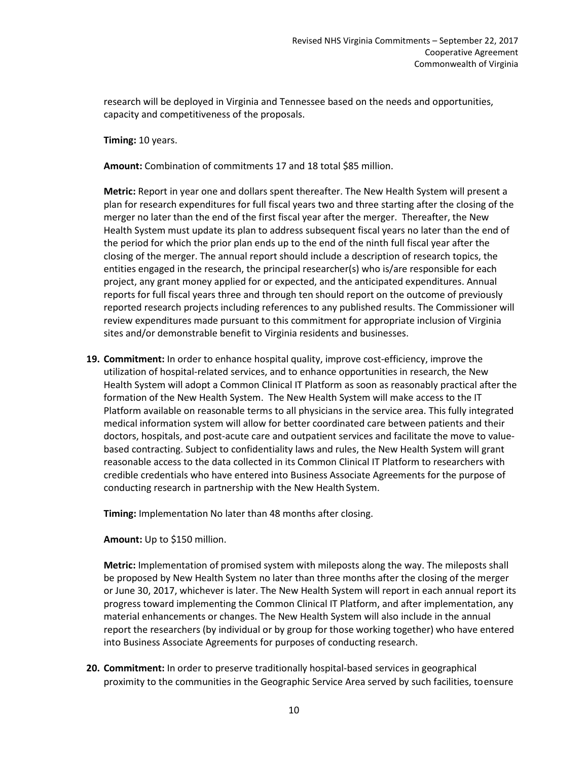research will be deployed in Virginia and Tennessee based on the needs and opportunities, capacity and competitiveness of the proposals.

**Timing:** 10 years.

**Amount:** Combination of commitments 17 and 18 total $85 million.

**Metric:** Report in year one and dollars spent thereafter. The New Health System will present a plan for research expenditures for full fiscal years two and three starting after the closing of the merger no later than the end of the first fiscal year after the merger. Thereafter, the New Health System must update its plan to address subsequent fiscal years no later than the end of the period for which the prior plan ends up to the end of the ninth full fiscal year after the closing of the merger. The annual report should include a description of research topics, the entities engaged in the research, the principal researcher(s) who is/are responsible for each project, any grant money applied for or expected, and the anticipated expenditures. Annual reports for full fiscal years three and through ten should report on the outcome of previously reported research projects including references to any published results. The Commissioner will review expenditures made pursuant to this commitment for appropriate inclusion of Virginia sites and/or demonstrable benefit to Virginia residents and businesses.

19. **Commitment:** In order to enhance hospital quality, improve cost-efficiency, improve the utilization of hospital-related services, and to enhance opportunities in research, the New Health System will adopt a Common Clinical IT Platform as soon as reasonably practical after the formation of the New Health System. The New Health System will make access to the IT Platform available on reasonable terms to all physicians in the service area. This fully integrated medical information system will allow for better coordinated care between patients and their doctors, hospitals, and post-acute care and outpatient services and facilitate the move to value-based contracting. Subject to confidentiality laws and rules, the New Health System will grant reasonable access to the data collected in its Common Clinical IT Platform to researchers with credible credentials who have entered into Business Associate Agreements for the purpose of conducting research in partnership with the New Health System.

    **Timing:** Implementation No later than 48 months after closing.

    **Amount:** Up to $150 million.

    **Metric:** Implementation of promised system with mileposts along the way. The mileposts shall be proposed by New Health System no later than three months after the closing of the merger or June 30, 2017, whichever is later. The New Health System will report in each annual report its progress toward implementing the Common Clinical IT Platform, and after implementation, any material enhancements or changes. The New Health System will also include in the annual report the researchers (by individual or by group for those working together) who have entered into Business Associate Agreements for purposes of conducting research.

20. **Commitment:** In order to preserve traditionally hospital-based services in geographical proximity to the communities in the Geographic Service Area served by such facilities, to ensure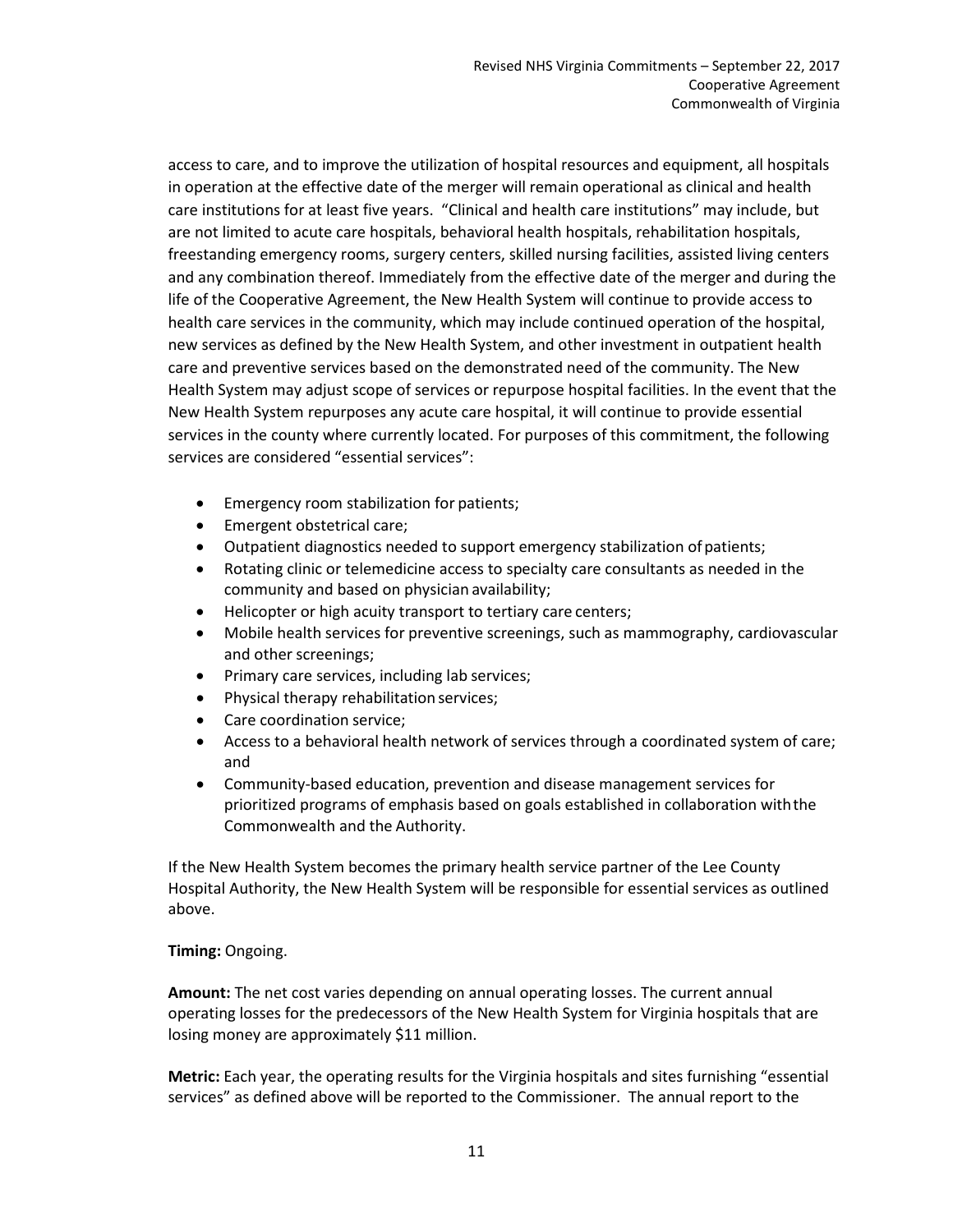access to care, and to improve the utilization of hospital resources and equipment, all hospitals in operation at the effective date of the merger will remain operational as clinical and health care institutions for at least five years. "Clinical and health care institutions" may include, but are not limited to acute care hospitals, behavioral health hospitals, rehabilitation hospitals, freestanding emergency rooms, surgery centers, skilled nursing facilities, assisted living centers and any combination thereof. Immediately from the effective date of the merger and during the life of the Cooperative Agreement, the New Health System will continue to provide access to health care services in the community, which may include continued operation of the hospital, new services as defined by the New Health System, and other investment in outpatient health care and preventive services based on the demonstrated need of the community. The New Health System may adjust scope of services or repurpose hospital facilities. In the event that the New Health System repurposes any acute care hospital, it will continue to provide essential services in the county where currently located. For purposes of this commitment, the following services are considered "essential services":

- Emergency room stabilization for patients;
- Emergent obstetrical care;
- Outpatient diagnostics needed to support emergency stabilization of patients;
- Rotating clinic or telemedicine access to specialty care consultants as needed in the community and based on physician availability;
- Helicopter or high acuity transport to tertiary care centers;
- Mobile health services for preventive screenings, such as mammography, cardiovascular and other screenings;
- Primary care services, including lab services;
- Physical therapy rehabilitation services;
- Care coordination service;
- Access to a behavioral health network of services through a coordinated system of care; and
- Community-based education, prevention and disease management services for prioritized programs of emphasis based on goals established in collaboration with the Commonwealth and the Authority.

If the New Health System becomes the primary health service partner of the Lee County Hospital Authority, the New Health System will be responsible for essential services as outlined above.

**Timing:** Ongoing.

**Amount:** The net cost varies depending on annual operating losses. The current annual operating losses for the predecessors of the New Health System for Virginia hospitals that are losing money are approximately $11 million.

**Metric:** Each year, the operating results for the Virginia hospitals and sites furnishing "essential services" as defined above will be reported to the Commissioner. The annual report to the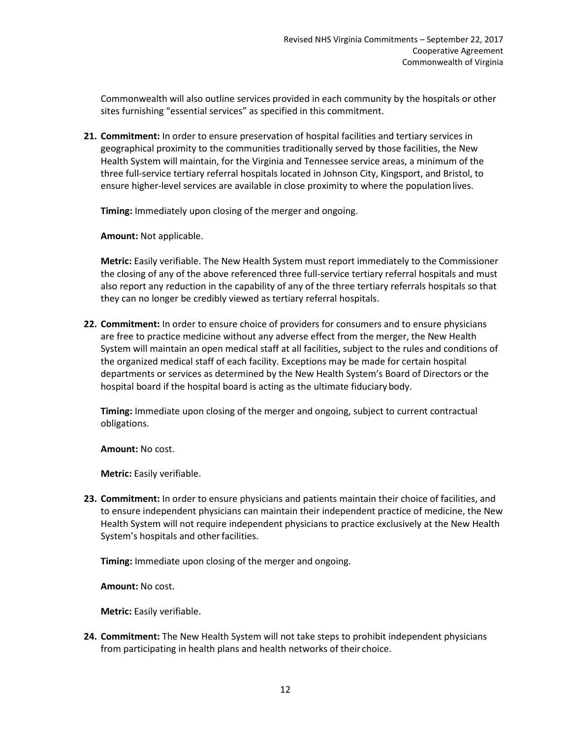Commonwealth will also outline services provided in each community by the hospitals or other sites furnishing "essential services" as specified in this commitment.

21. **Commitment:** In order to ensure preservation of hospital facilities and tertiary services in geographical proximity to the communities traditionally served by those facilities, the New Health System will maintain, for the Virginia and Tennessee service areas, a minimum of the three full-service tertiary referral hospitals located in Johnson City, Kingsport, and Bristol, to ensure higher-level services are available in close proximity to where the population lives.

    **Timing:** Immediately upon closing of the merger and ongoing.

    **Amount:** Not applicable.

    **Metric:** Easily verifiable. The New Health System must report immediately to the Commissioner the closing of any of the above referenced three full-service tertiary referral hospitals and must also report any reduction in the capability of any of the three tertiary referrals hospitals so that they can no longer be credibly viewed as tertiary referral hospitals.

22. **Commitment:** In order to ensure choice of providers for consumers and to ensure physicians are free to practice medicine without any adverse effect from the merger, the New Health System will maintain an open medical staff at all facilities, subject to the rules and conditions of the organized medical staff of each facility. Exceptions may be made for certain hospital departments or services as determined by the New Health System's Board of Directors or the hospital board if the hospital board is acting as the ultimate fiduciary body.

    **Timing:** Immediate upon closing of the merger and ongoing, subject to current contractual obligations.

    **Amount:** No cost.

    **Metric:** Easily verifiable.

23. **Commitment:** In order to ensure physicians and patients maintain their choice of facilities, and to ensure independent physicians can maintain their independent practice of medicine, the New Health System will not require independent physicians to practice exclusively at the New Health System's hospitals and other facilities.

    **Timing:** Immediate upon closing of the merger and ongoing.

    **Amount:** No cost.

    **Metric:** Easily verifiable.

24. **Commitment:** The New Health System will not take steps to prohibit independent physicians from participating in health plans and health networks of their choice.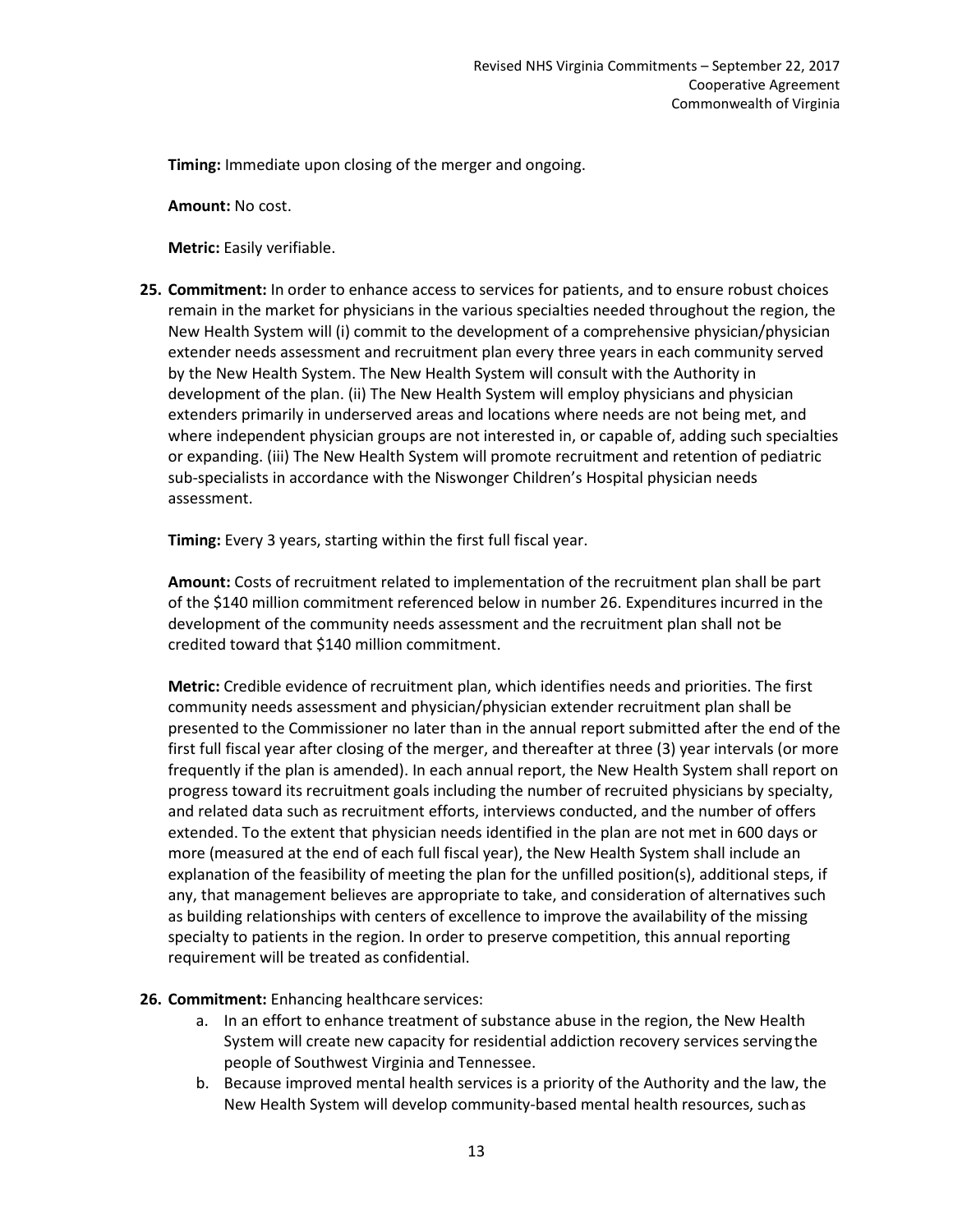**Timing:** Immediate upon closing of the merger and ongoing.

**Amount:** No cost.

**Metric:** Easily verifiable.

**25. Commitment:** In order to enhance access to services for patients, and to ensure robust choices remain in the market for physicians in the various specialties needed throughout the region, the New Health System will (i) commit to the development of a comprehensive physician/physician extender needs assessment and recruitment plan every three years in each community served by the New Health System. The New Health System will consult with the Authority in development of the plan. (ii) The New Health System will employ physicians and physician extenders primarily in underserved areas and locations where needs are not being met, and where independent physician groups are not interested in, or capable of, adding such specialties or expanding. (iii) The New Health System will promote recruitment and retention of pediatric sub-specialists in accordance with the Niswonger Children's Hospital physician needs assessment.

**Timing:** Every 3 years, starting within the first full fiscal year.

**Amount:** Costs of recruitment related to implementation of the recruitment plan shall be part of the $140 million commitment referenced below in number 26. Expenditures incurred in the development of the community needs assessment and the recruitment plan shall not be credited toward that $140 million commitment.

**Metric:** Credible evidence of recruitment plan, which identifies needs and priorities. The first community needs assessment and physician/physician extender recruitment plan shall be presented to the Commissioner no later than in the annual report submitted after the end of the first full fiscal year after closing of the merger, and thereafter at three (3) year intervals (or more frequently if the plan is amended). In each annual report, the New Health System shall report on progress toward its recruitment goals including the number of recruited physicians by specialty, and related data such as recruitment efforts, interviews conducted, and the number of offers extended. To the extent that physician needs identified in the plan are not met in 600 days or more (measured at the end of each full fiscal year), the New Health System shall include an explanation of the feasibility of meeting the plan for the unfilled position(s), additional steps, if any, that management believes are appropriate to take, and consideration of alternatives such as building relationships with centers of excellence to improve the availability of the missing specialty to patients in the region. In order to preserve competition, this annual reporting requirement will be treated as confidential.

**26. Commitment:** Enhancing healthcare services:

a. In an effort to enhance treatment of substance abuse in the region, the New Health System will create new capacity for residential addiction recovery services serving the people of Southwest Virginia and Tennessee.
b. Because improved mental health services is a priority of the Authority and the law, the New Health System will develop community-based mental health resources, such as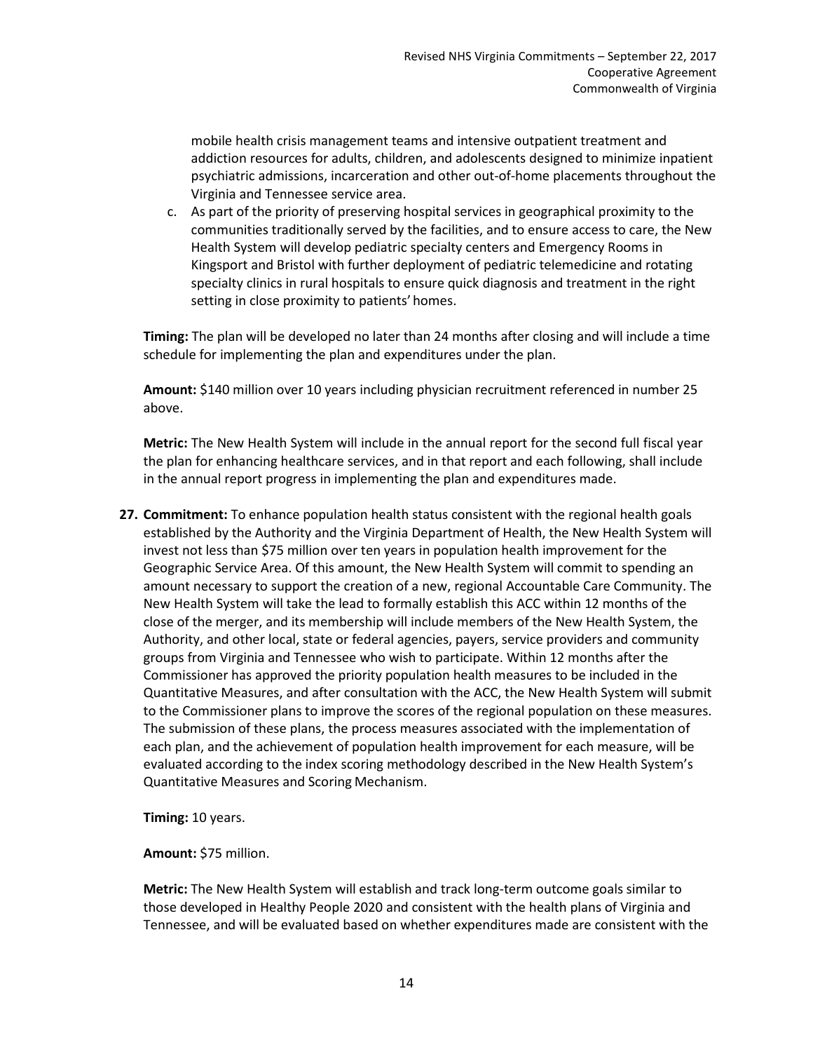mobile health crisis management teams and intensive outpatient treatment and addiction resources for adults, children, and adolescents designed to minimize inpatient psychiatric admissions, incarceration and other out-of-home placements throughout the Virginia and Tennessee service area.

c. As part of the priority of preserving hospital services in geographical proximity to the communities traditionally served by the facilities, and to ensure access to care, the New Health System will develop pediatric specialty centers and Emergency Rooms in Kingsport and Bristol with further deployment of pediatric telemedicine and rotating specialty clinics in rural hospitals to ensure quick diagnosis and treatment in the right setting in close proximity to patients' homes.

**Timing:** The plan will be developed no later than 24 months after closing and will include a time schedule for implementing the plan and expenditures under the plan.

**Amount:** $140 million over 10 years including physician recruitment referenced in number 25 above.

**Metric:** The New Health System will include in the annual report for the second full fiscal year the plan for enhancing healthcare services, and in that report and each following, shall include in the annual report progress in implementing the plan and expenditures made.

**27. Commitment:** To enhance population health status consistent with the regional health goals established by the Authority and the Virginia Department of Health, the New Health System will invest not less than $75 million over ten years in population health improvement for the Geographic Service Area. Of this amount, the New Health System will commit to spending an amount necessary to support the creation of a new, regional Accountable Care Community. The New Health System will take the lead to formally establish this ACC within 12 months of the close of the merger, and its membership will include members of the New Health System, the Authority, and other local, state or federal agencies, payers, service providers and community groups from Virginia and Tennessee who wish to participate. Within 12 months after the Commissioner has approved the priority population health measures to be included in the Quantitative Measures, and after consultation with the ACC, the New Health System will submit to the Commissioner plans to improve the scores of the regional population on these measures. The submission of these plans, the process measures associated with the implementation of each plan, and the achievement of population health improvement for each measure, will be evaluated according to the index scoring methodology described in the New Health System's Quantitative Measures and Scoring Mechanism.

**Timing:** 10 years.

**Amount:** $75 million.

**Metric:** The New Health System will establish and track long-term outcome goals similar to those developed in Healthy People 2020 and consistent with the health plans of Virginia and Tennessee, and will be evaluated based on whether expenditures made are consistent with the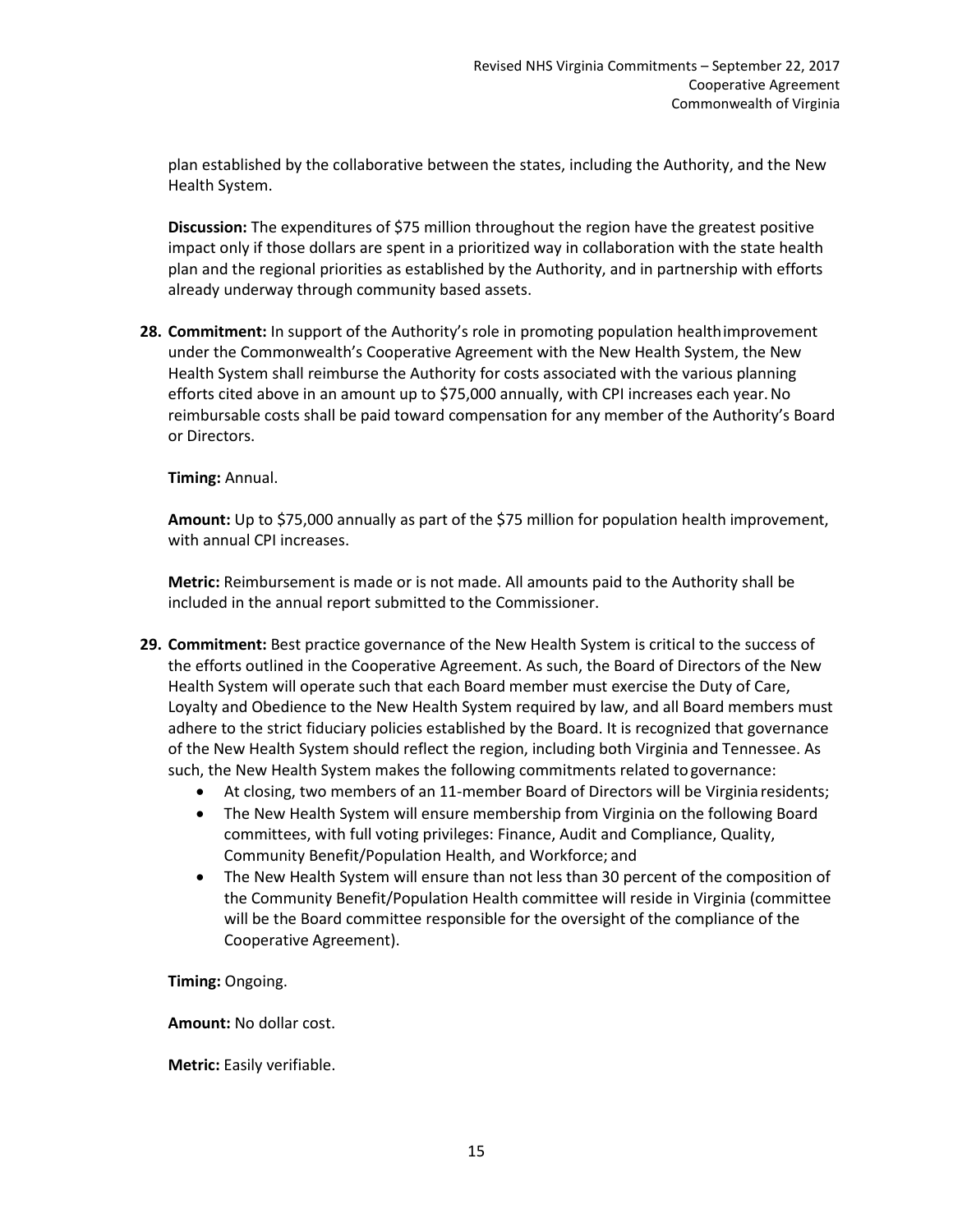plan established by the collaborative between the states, including the Authority, and the New Health System.

**Discussion:** The expenditures of $75 million throughout the region have the greatest positive impact only if those dollars are spent in a prioritized way in collaboration with the state health plan and the regional priorities as established by the Authority, and in partnership with efforts already underway through community based assets.

**28. Commitment:** In support of the Authority's role in promoting population health improvement under the Commonwealth's Cooperative Agreement with the New Health System, the New Health System shall reimburse the Authority for costs associated with the various planning efforts cited above in an amount up to $75,000 annually, with CPI increases each year. No reimbursable costs shall be paid toward compensation for any member of the Authority's Board or Directors.

**Timing:** Annual.

**Amount:** Up to $75,000 annually as part of the $75 million for population health improvement, with annual CPI increases.

**Metric:** Reimbursement is made or is not made. All amounts paid to the Authority shall be included in the annual report submitted to the Commissioner.

**29. Commitment:** Best practice governance of the New Health System is critical to the success of the efforts outlined in the Cooperative Agreement. As such, the Board of Directors of the New Health System will operate such that each Board member must exercise the Duty of Care, Loyalty and Obedience to the New Health System required by law, and all Board members must adhere to the strict fiduciary policies established by the Board. It is recognized that governance of the New Health System should reflect the region, including both Virginia and Tennessee. As such, the New Health System makes the following commitments related to governance:

- At closing, two members of an 11-member Board of Directors will be Virginia residents;
- The New Health System will ensure membership from Virginia on the following Board committees, with full voting privileges: Finance, Audit and Compliance, Quality, Community Benefit/Population Health, and Workforce; and
- The New Health System will ensure than not less than 30 percent of the composition of the Community Benefit/Population Health committee will reside in Virginia (committee will be the Board committee responsible for the oversight of the compliance of the Cooperative Agreement).

**Timing:** Ongoing.

**Amount:** No dollar cost.

**Metric:** Easily verifiable.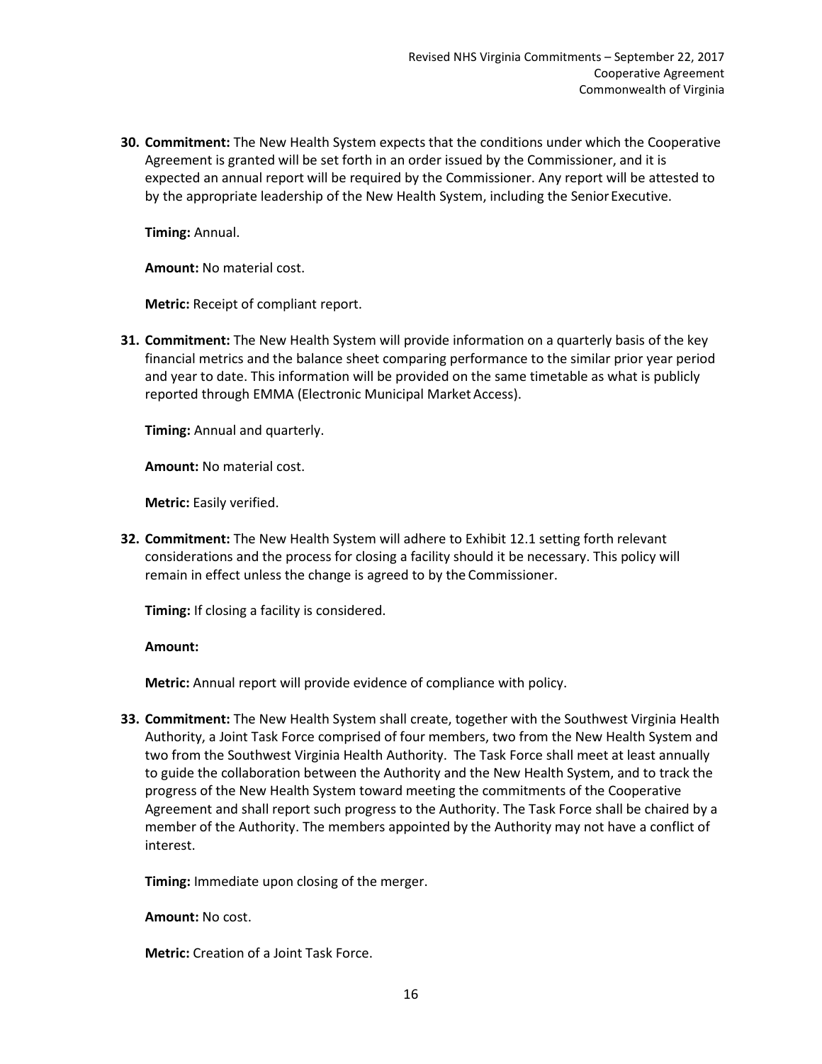30. **Commitment:** The New Health System expects that the conditions under which the Cooperative Agreement is granted will be set forth in an order issued by the Commissioner, and it is expected an annual report will be required by the Commissioner. Any report will be attested to by the appropriate leadership of the New Health System, including the Senior Executive.

    **Timing:** Annual.

    **Amount:** No material cost.

    **Metric:** Receipt of compliant report.

31. **Commitment:** The New Health System will provide information on a quarterly basis of the key financial metrics and the balance sheet comparing performance to the similar prior year period and year to date. This information will be provided on the same timetable as what is publicly reported through EMMA (Electronic Municipal Market Access).

    **Timing:** Annual and quarterly.

    **Amount:** No material cost.

    **Metric:** Easily verified.

32. **Commitment:** The New Health System will adhere to Exhibit 12.1 setting forth relevant considerations and the process for closing a facility should it be necessary. This policy will remain in effect unless the change is agreed to by the Commissioner.

    **Timing:** If closing a facility is considered.

    **Amount:**

    **Metric:** Annual report will provide evidence of compliance with policy.

33. **Commitment:** The New Health System shall create, together with the Southwest Virginia Health Authority, a Joint Task Force comprised of four members, two from the New Health System and two from the Southwest Virginia Health Authority. The Task Force shall meet at least annually to guide the collaboration between the Authority and the New Health System, and to track the progress of the New Health System toward meeting the commitments of the Cooperative Agreement and shall report such progress to the Authority. The Task Force shall be chaired by a member of the Authority. The members appointed by the Authority may not have a conflict of interest.

    **Timing:** Immediate upon closing of the merger.

    **Amount:** No cost.

    **Metric:** Creation of a Joint Task Force.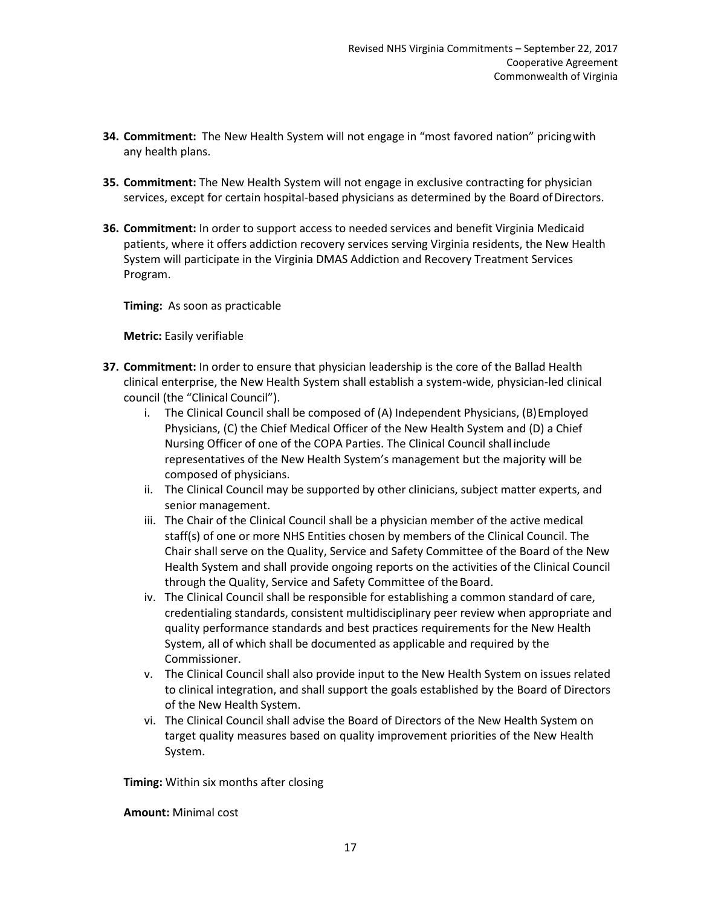34. **Commitment:** The New Health System will not engage in "most favored nation" pricing with any health plans.

35. **Commitment:** The New Health System will not engage in exclusive contracting for physician services, except for certain hospital-based physicians as determined by the Board of Directors.

36. **Commitment:** In order to support access to needed services and benefit Virginia Medicaid patients, where it offers addiction recovery services serving Virginia residents, the New Health System will participate in the Virginia DMAS Addiction and Recovery Treatment Services Program.

    **Timing:** As soon as practicable

    **Metric:** Easily verifiable

37. **Commitment:** In order to ensure that physician leadership is the core of the Ballad Health clinical enterprise, the New Health System shall establish a system-wide, physician-led clinical council (the "Clinical Council").
    1. The Clinical Council shall be composed of (A) Independent Physicians, (B) Employed Physicians, (C) the Chief Medical Officer of the New Health System and (D) a Chief Nursing Officer of one of the COPA Parties. The Clinical Council shall include representatives of the New Health System's management but the majority will be composed of physicians.
    2. The Clinical Council may be supported by other clinicians, subject matter experts, and senior management.
    3. The Chair of the Clinical Council shall be a physician member of the active medical staff(s) of one or more NHS Entities chosen by members of the Clinical Council. The Chair shall serve on the Quality, Service and Safety Committee of the Board of the New Health System and shall provide ongoing reports on the activities of the Clinical Council through the Quality, Service and Safety Committee of the Board.
    4. The Clinical Council shall be responsible for establishing a common standard of care, credentialing standards, consistent multidisciplinary peer review when appropriate and quality performance standards and best practices requirements for the New Health System, all of which shall be documented as applicable and required by the Commissioner.
    5. The Clinical Council shall also provide input to the New Health System on issues related to clinical integration, and shall support the goals established by the Board of Directors of the New Health System.
    6. The Clinical Council shall advise the Board of Directors of the New Health System on target quality measures based on quality improvement priorities of the New Health System.

    **Timing:** Within six months after closing

    **Amount:** Minimal cost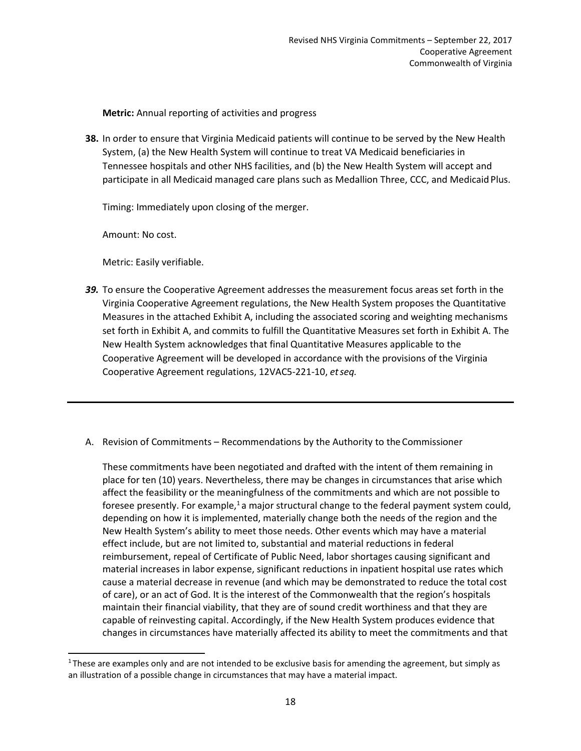**Metric:** Annual reporting of activities and progress

**38.** In order to ensure that Virginia Medicaid patients will continue to be served by the New Health System, (a) the New Health System will continue to treat VA Medicaid beneficiaries in Tennessee hospitals and other NHS facilities, and (b) the New Health System will accept and participate in all Medicaid managed care plans such as Medallion Three, CCC, and Medicaid Plus.

Timing: Immediately upon closing of the merger.

Amount: No cost.

Metric: Easily verifiable.

***39.*** To ensure the Cooperative Agreement addresses the measurement focus areas set forth in the Virginia Cooperative Agreement regulations, the New Health System proposes the Quantitative Measures in the attached Exhibit A, including the associated scoring and weighting mechanisms set forth in Exhibit A, and commits to fulfill the Quantitative Measures set forth in Exhibit A. The New Health System acknowledges that final Quantitative Measures applicable to the Cooperative Agreement will be developed in accordance with the provisions of the Virginia Cooperative Agreement regulations, 12VAC5-221-10, *et seq.*

---

A. Revision of Commitments – Recommendations by the Authority to the Commissioner

These commitments have been negotiated and drafted with the intent of them remaining in place for ten (10) years. Nevertheless, there may be changes in circumstances that arise which affect the feasibility or the meaningfulness of the commitments and which are not possible to foresee presently. For example,[1] a major structural change to the federal payment system could, depending on how it is implemented, materially change both the needs of the region and the New Health System's ability to meet those needs. Other events which may have a material effect include, but are not limited to, substantial and material reductions in federal reimbursement, repeal of Certificate of Public Need, labor shortages causing significant and material increases in labor expense, significant reductions in inpatient hospital use rates which cause a material decrease in revenue (and which may be demonstrated to reduce the total cost of care), or an act of God. It is the interest of the Commonwealth that the region's hospitals maintain their financial viability, that they are of sound credit worthiness and that they are capable of reinvesting capital. Accordingly, if the New Health System produces evidence that changes in circumstances have materially affected its ability to meet the commitments and that

[1] These are examples only and are not intended to be exclusive basis for amending the agreement, but simply as an illustration of a possible change in circumstances that may have a material impact.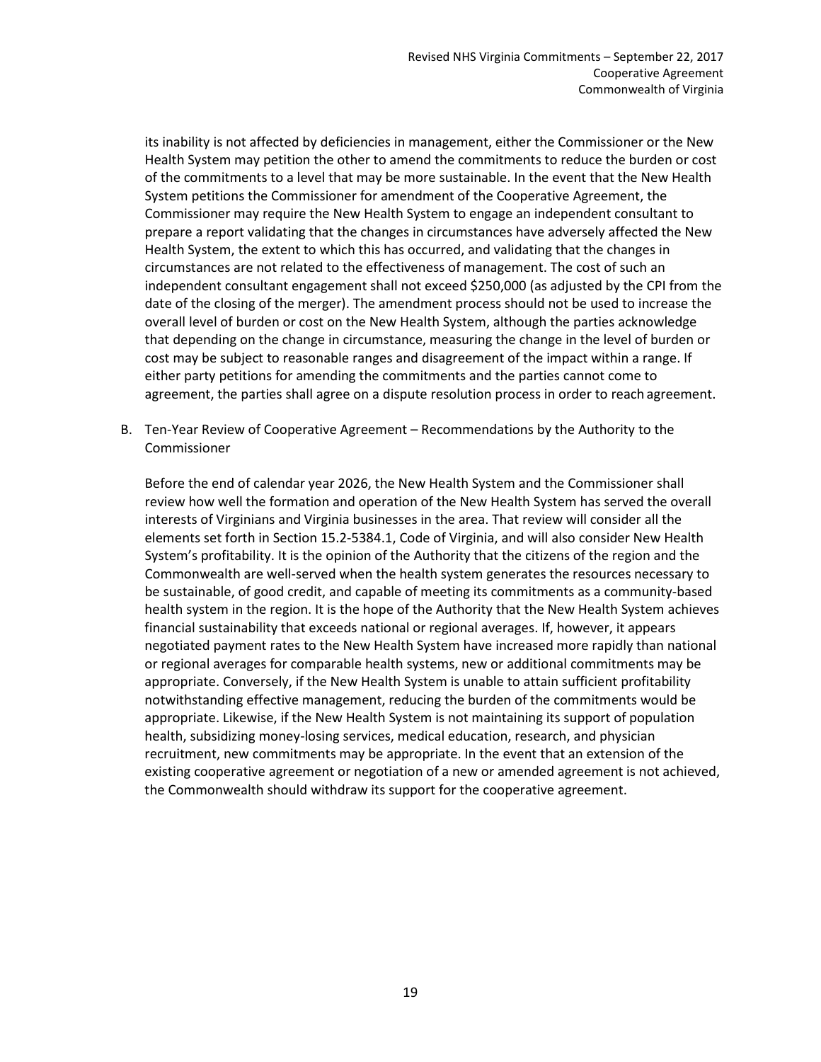its inability is not affected by deficiencies in management, either the Commissioner or the New Health System may petition the other to amend the commitments to reduce the burden or cost of the commitments to a level that may be more sustainable. In the event that the New Health System petitions the Commissioner for amendment of the Cooperative Agreement, the Commissioner may require the New Health System to engage an independent consultant to prepare a report validating that the changes in circumstances have adversely affected the New Health System, the extent to which this has occurred, and validating that the changes in circumstances are not related to the effectiveness of management. The cost of such an independent consultant engagement shall not exceed $250,000 (as adjusted by the CPI from the date of the closing of the merger). The amendment process should not be used to increase the overall level of burden or cost on the New Health System, although the parties acknowledge that depending on the change in circumstance, measuring the change in the level of burden or cost may be subject to reasonable ranges and disagreement of the impact within a range. If either party petitions for amending the commitments and the parties cannot come to agreement, the parties shall agree on a dispute resolution process in order to reach agreement.

B. Ten-Year Review of Cooperative Agreement – Recommendations by the Authority to the Commissioner

Before the end of calendar year 2026, the New Health System and the Commissioner shall review how well the formation and operation of the New Health System has served the overall interests of Virginians and Virginia businesses in the area. That review will consider all the elements set forth in Section 15.2-5384.1, Code of Virginia, and will also consider New Health System's profitability. It is the opinion of the Authority that the citizens of the region and the Commonwealth are well-served when the health system generates the resources necessary to be sustainable, of good credit, and capable of meeting its commitments as a community-based health system in the region. It is the hope of the Authority that the New Health System achieves financial sustainability that exceeds national or regional averages. If, however, it appears negotiated payment rates to the New Health System have increased more rapidly than national or regional averages for comparable health systems, new or additional commitments may be appropriate. Conversely, if the New Health System is unable to attain sufficient profitability notwithstanding effective management, reducing the burden of the commitments would be appropriate. Likewise, if the New Health System is not maintaining its support of population health, subsidizing money-losing services, medical education, research, and physician recruitment, new commitments may be appropriate. In the event that an extension of the existing cooperative agreement or negotiation of a new or amended agreement is not achieved, the Commonwealth should withdraw its support for the cooperative agreement.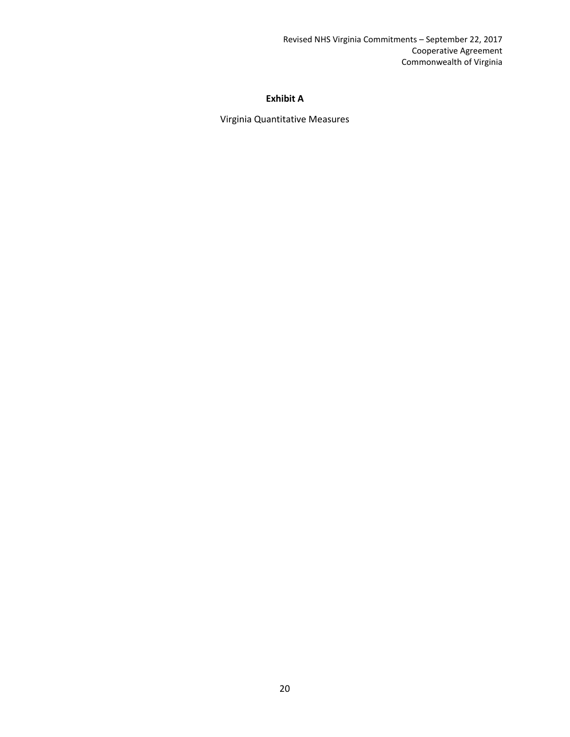**Exhibit A**

Virginia Quantitative Measures